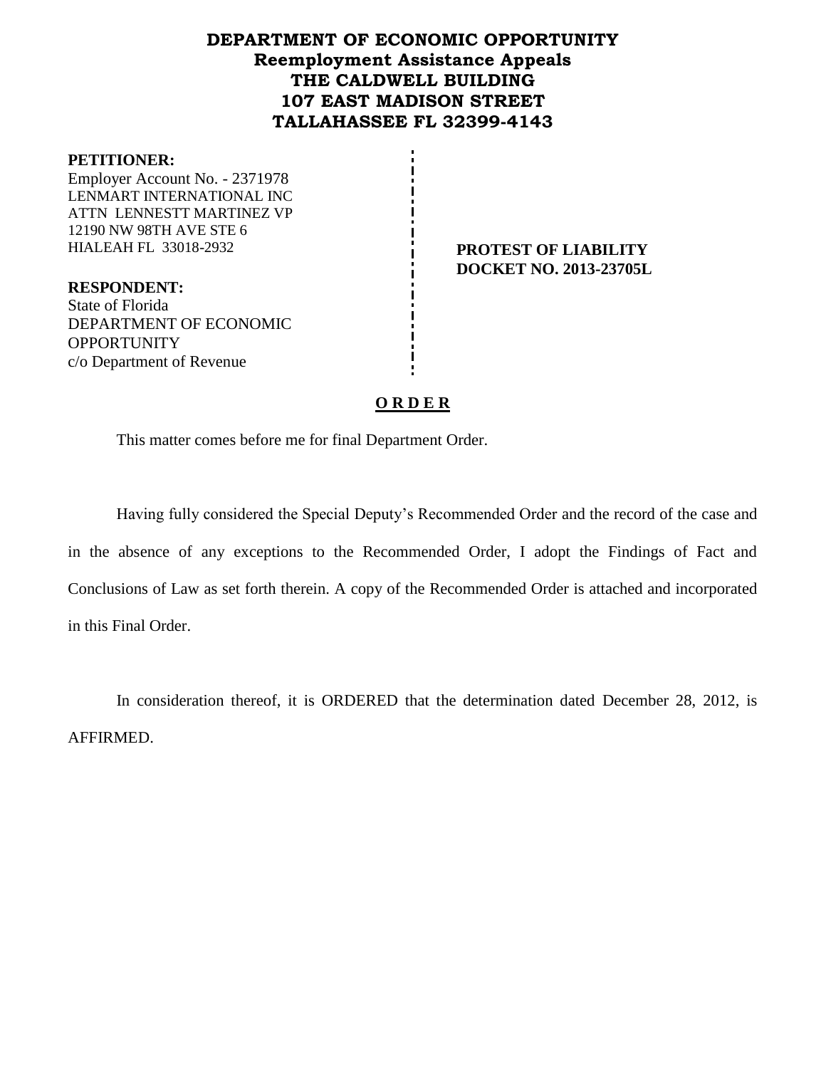# DEPARTMENT OF ECONOMIC OPPORTUNITY
## Reemployment Assistance Appeals
## THE CALDWELL BUILDING
## 107 EAST MADISON STREET
## TALLAHASSEE FL 32399-4143

**PETITIONER:**
Employer Account No. - 2371978
LENMART INTERNATIONAL INC
ATTN LENNESTT MARTINEZ VP
12190 NW 98TH AVE STE 6
HIALEAH FL 33018-2932

**PROTEST OF LIABILITY**
**DOCKET NO. 2013-23705L**

**RESPONDENT:**
State of Florida
DEPARTMENT OF ECONOMIC OPPORTUNITY
c/o Department of Revenue

**O R D E R**

This matter comes before me for final Department Order.

Having fully considered the Special Deputy's Recommended Order and the record of the case and in the absence of any exceptions to the Recommended Order, I adopt the Findings of Fact and Conclusions of Law as set forth therein. A copy of the Recommended Order is attached and incorporated in this Final Order.

In consideration thereof, it is ORDERED that the determination dated December 28, 2012, is AFFIRMED.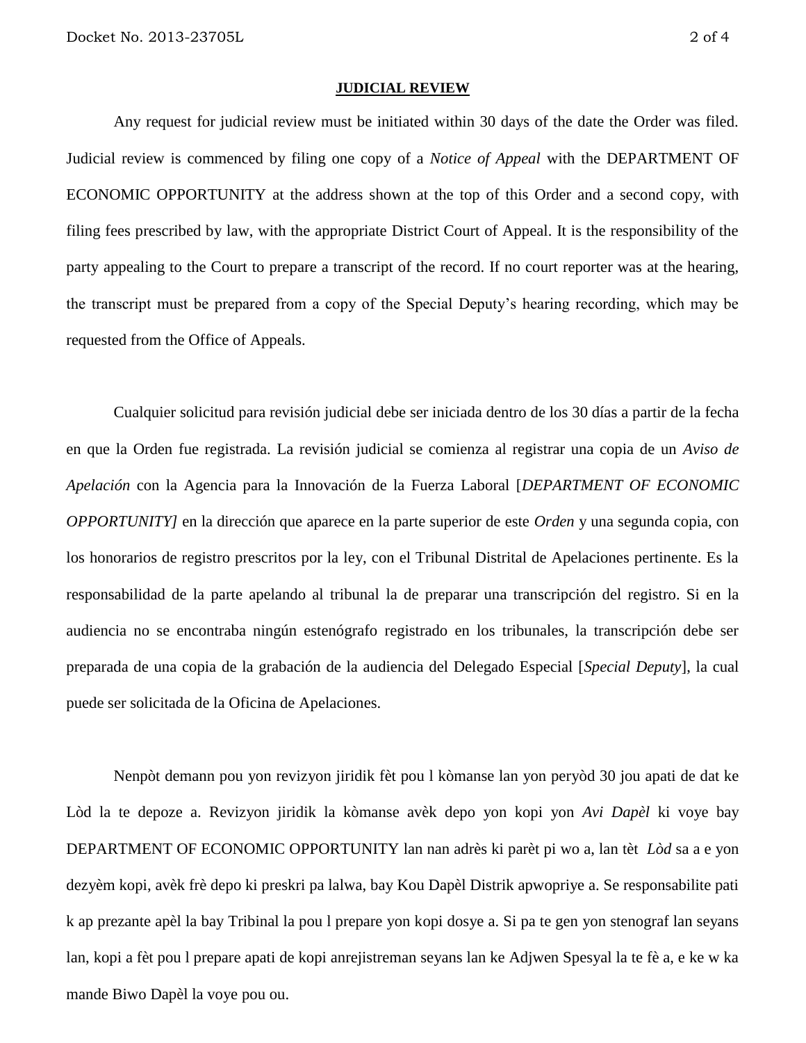## JUDICIAL REVIEW

Any request for judicial review must be initiated within 30 days of the date the Order was filed. Judicial review is commenced by filing one copy of a *Notice of Appeal* with the DEPARTMENT OF ECONOMIC OPPORTUNITY at the address shown at the top of this Order and a second copy, with filing fees prescribed by law, with the appropriate District Court of Appeal. It is the responsibility of the party appealing to the Court to prepare a transcript of the record. If no court reporter was at the hearing, the transcript must be prepared from a copy of the Special Deputy's hearing recording, which may be requested from the Office of Appeals.

Cualquier solicitud para revisión judicial debe ser iniciada dentro de los 30 días a partir de la fecha en que la Orden fue registrada. La revisión judicial se comienza al registrar una copia de un *Aviso de Apelación* con la Agencia para la Innovación de la Fuerza Laboral [*DEPARTMENT OF ECONOMIC OPPORTUNITY]* en la dirección que aparece en la parte superior de este *Orden* y una segunda copia, con los honorarios de registro prescritos por la ley, con el Tribunal Distrital de Apelaciones pertinente. Es la responsabilidad de la parte apelando al tribunal la de preparar una transcripción del registro. Si en la audiencia no se encontraba ningún estenógrafo registrado en los tribunales, la transcripción debe ser preparada de una copia de la grabación de la audiencia del Delegado Especial [*Special Deputy*], la cual puede ser solicitada de la Oficina de Apelaciones.

Nenpòt demann pou yon revizyon jiridik fèt pou l kòmanse lan yon peryòd 30 jou apati de dat ke Lòd la te depoze a. Revizyon jiridik la kòmanse avèk depo yon kopi yon *Avi Dapèl* ki voye bay DEPARTMENT OF ECONOMIC OPPORTUNITY lan nan adrès ki parèt pi wo a, lan tèt *Lòd* sa a e yon dezyèm kopi, avèk frè depo ki preskri pa lalwa, bay Kou Dapèl Distrik apwopriye a. Se responsabilite pati k ap prezante apèl la bay Tribinal la pou l prepare yon kopi dosye a. Si pa te gen yon stenograf lan seyans lan, kopi a fèt pou l prepare apati de kopi anrejistreman seyans lan ke Adjwen Spesyal la te fè a, e ke w ka mande Biwo Dapèl la voye pou ou.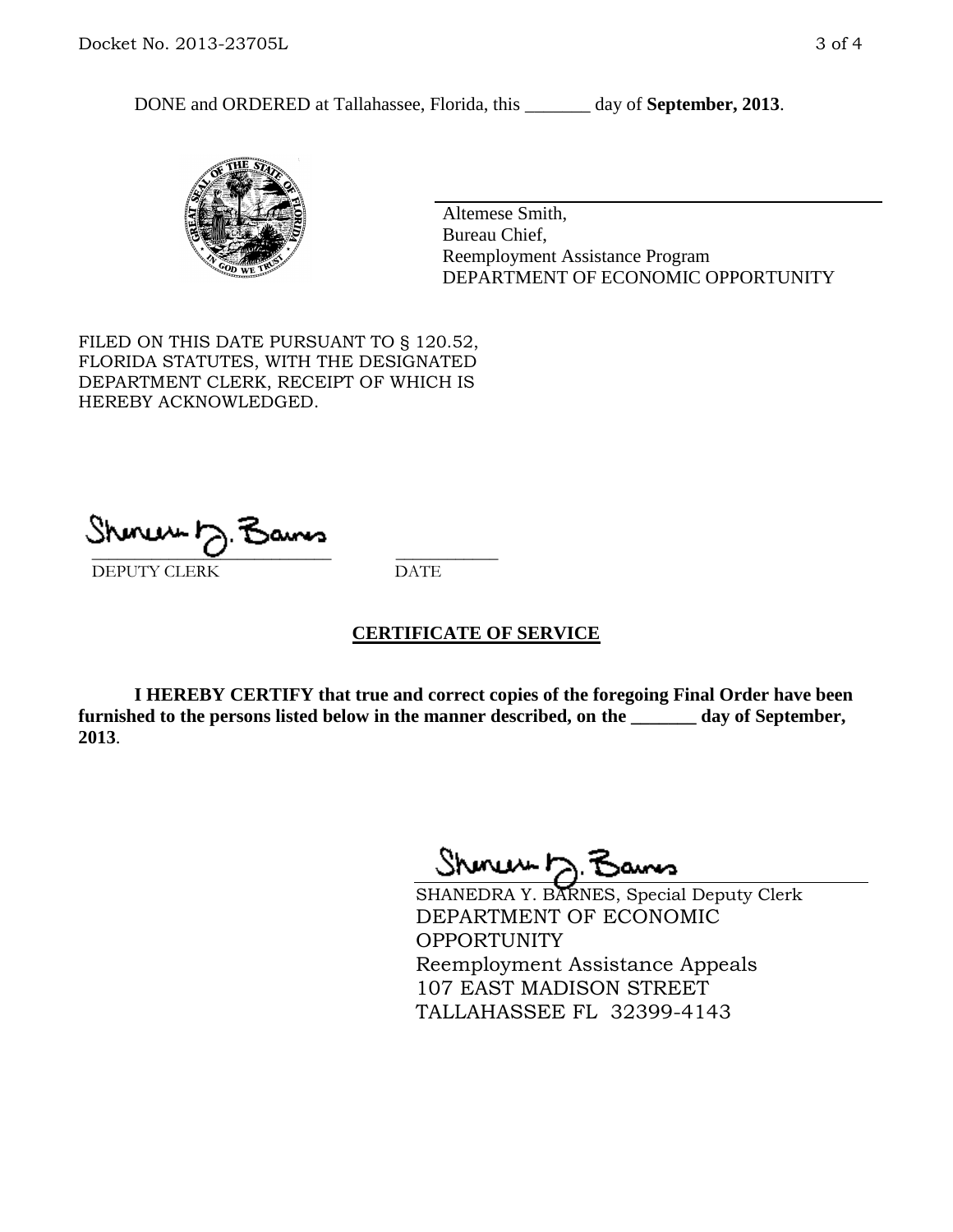DONE and ORDERED at Tallahassee, Florida, this _______ day of **September, 2013**.

Altemese Smith,
Bureau Chief,
Reemployment Assistance Program
DEPARTMENT OF ECONOMIC OPPORTUNITY

FILED ON THIS DATE PURSUANT TO § 120.52, FLORIDA STATUTES, WITH THE DESIGNATED DEPARTMENT CLERK, RECEIPT OF WHICH IS HEREBY ACKNOWLEDGED.

_____________________________ ___________
DEPUTY CLERK DATE

## CERTIFICATE OF SERVICE

**I HEREBY CERTIFY that true and correct copies of the foregoing Final Order have been furnished to the persons listed below in the manner described, on the _______ day of September, 2013**.

SHANEDRA Y. BARNES, Special Deputy Clerk
DEPARTMENT OF ECONOMIC OPPORTUNITY
Reemployment Assistance Appeals
107 EAST MADISON STREET
TALLAHASSEE FL 32399-4143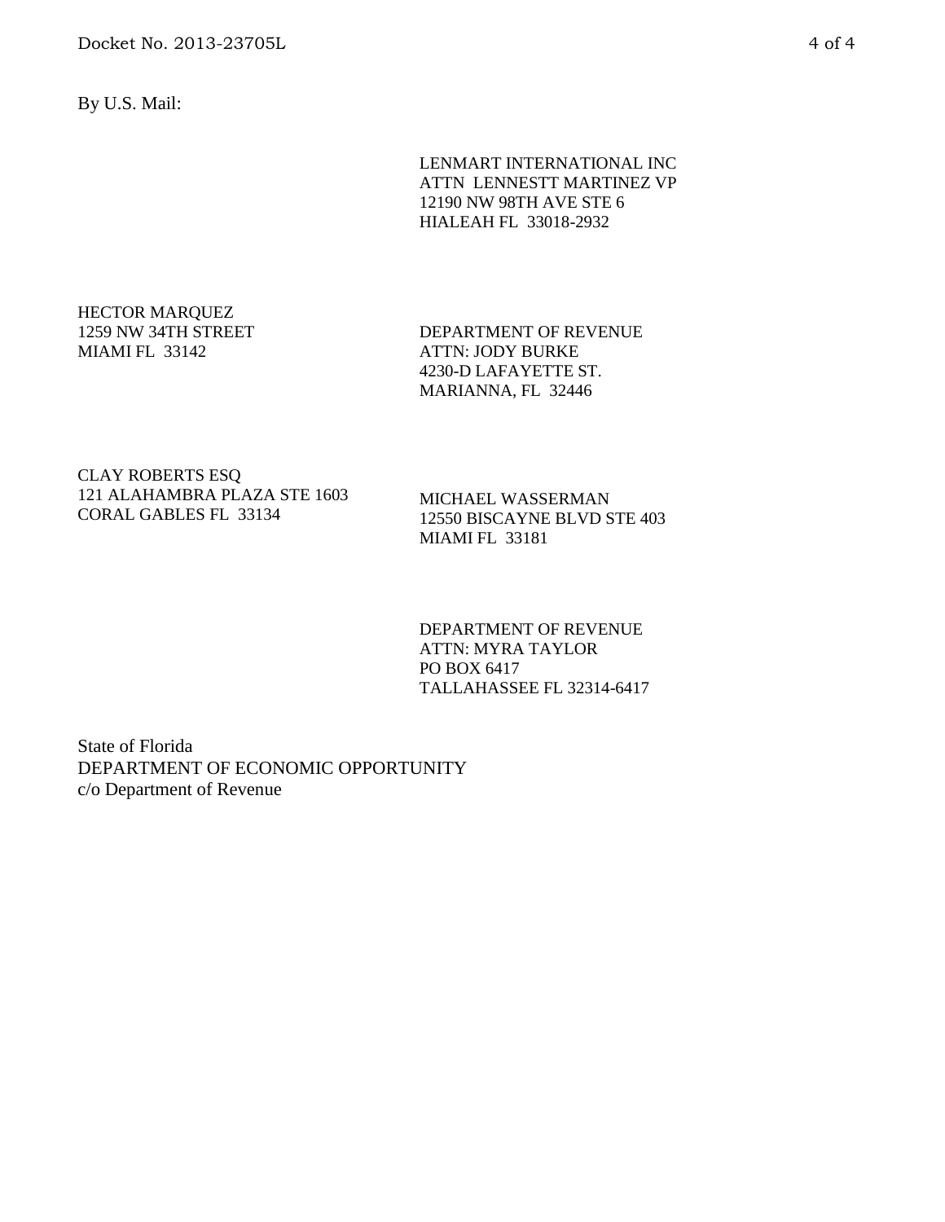By U.S. Mail:

LENMART INTERNATIONAL INC
ATTN LENNESTT MARTINEZ VP
12190 NW 98TH AVE STE 6
HIALEAH FL 33018-2932

HECTOR MARQUEZ
1259 NW 34TH STREET
MIAMI FL 33142

DEPARTMENT OF REVENUE
ATTN: JODY BURKE
4230-D LAFAYETTE ST.
MARIANNA, FL 32446

CLAY ROBERTS ESQ
121 ALAHAMBRA PLAZA STE 1603
CORAL GABLES FL 33134

MICHAEL WASSERMAN
12550 BISCAYNE BLVD STE 403
MIAMI FL 33181

DEPARTMENT OF REVENUE
ATTN: MYRA TAYLOR
PO BOX 6417
TALLAHASSEE FL 32314-6417

State of Florida
DEPARTMENT OF ECONOMIC OPPORTUNITY
c/o Department of Revenue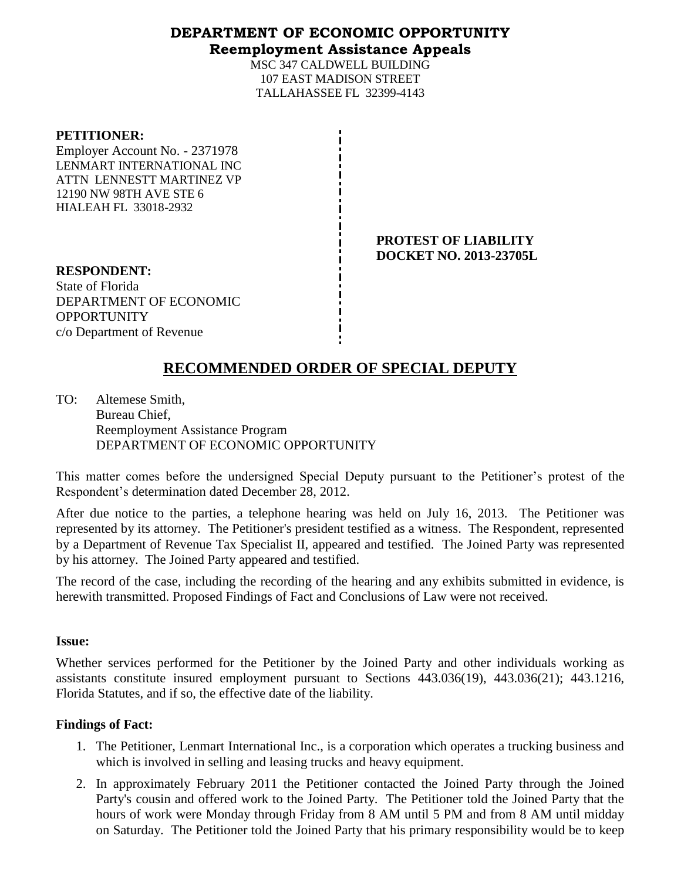**DEPARTMENT OF ECONOMIC OPPORTUNITY**
**Reemployment Assistance Appeals**

MSC 347 CALDWELL BUILDING
107 EAST MADISON STREET
TALLAHASSEE FL 32399-4143

**PETITIONER:**
Employer Account No. - 2371978
LENMART INTERNATIONAL INC
ATTN LENNESTT MARTINEZ VP
12190 NW 98TH AVE STE 6
HIALEAH FL 33018-2932

**PROTEST OF LIABILITY**
**DOCKET NO. 2013-23705L**

**RESPONDENT:**
State of Florida
DEPARTMENT OF ECONOMIC OPPORTUNITY
c/o Department of Revenue

## RECOMMENDED ORDER OF SPECIAL DEPUTY

TO: Altemese Smith,
Bureau Chief,
Reemployment Assistance Program
DEPARTMENT OF ECONOMIC OPPORTUNITY

This matter comes before the undersigned Special Deputy pursuant to the Petitioner's protest of the Respondent's determination dated December 28, 2012.

After due notice to the parties, a telephone hearing was held on July 16, 2013. The Petitioner was represented by its attorney. The Petitioner's president testified as a witness. The Respondent, represented by a Department of Revenue Tax Specialist II, appeared and testified. The Joined Party was represented by his attorney. The Joined Party appeared and testified.

The record of the case, including the recording of the hearing and any exhibits submitted in evidence, is herewith transmitted. Proposed Findings of Fact and Conclusions of Law were not received.

**Issue:**

Whether services performed for the Petitioner by the Joined Party and other individuals working as assistants constitute insured employment pursuant to Sections 443.036(19), 443.036(21); 443.1216, Florida Statutes, and if so, the effective date of the liability.

**Findings of Fact:**

1. The Petitioner, Lenmart International Inc., is a corporation which operates a trucking business and which is involved in selling and leasing trucks and heavy equipment.
2. In approximately February 2011 the Petitioner contacted the Joined Party through the Joined Party's cousin and offered work to the Joined Party. The Petitioner told the Joined Party that the hours of work were Monday through Friday from 8 AM until 5 PM and from 8 AM until midday on Saturday. The Petitioner told the Joined Party that his primary responsibility would be to keep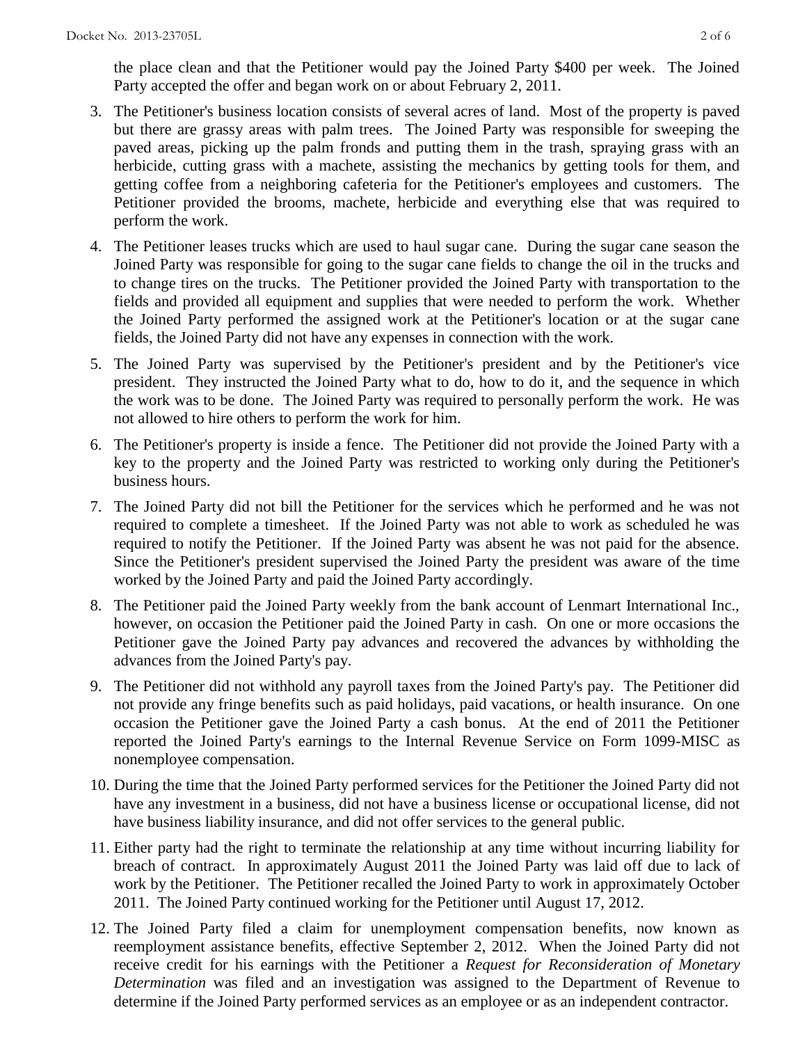the place clean and that the Petitioner would pay the Joined Party $400 per week. The Joined Party accepted the offer and began work on or about February 2, 2011.

3. The Petitioner's business location consists of several acres of land. Most of the property is paved but there are grassy areas with palm trees. The Joined Party was responsible for sweeping the paved areas, picking up the palm fronds and putting them in the trash, spraying grass with an herbicide, cutting grass with a machete, assisting the mechanics by getting tools for them, and getting coffee from a neighboring cafeteria for the Petitioner's employees and customers. The Petitioner provided the brooms, machete, herbicide and everything else that was required to perform the work.

4. The Petitioner leases trucks which are used to haul sugar cane. During the sugar cane season the Joined Party was responsible for going to the sugar cane fields to change the oil in the trucks and to change tires on the trucks. The Petitioner provided the Joined Party with transportation to the fields and provided all equipment and supplies that were needed to perform the work. Whether the Joined Party performed the assigned work at the Petitioner's location or at the sugar cane fields, the Joined Party did not have any expenses in connection with the work.

5. The Joined Party was supervised by the Petitioner's president and by the Petitioner's vice president. They instructed the Joined Party what to do, how to do it, and the sequence in which the work was to be done. The Joined Party was required to personally perform the work. He was not allowed to hire others to perform the work for him.

6. The Petitioner's property is inside a fence. The Petitioner did not provide the Joined Party with a key to the property and the Joined Party was restricted to working only during the Petitioner's business hours.

7. The Joined Party did not bill the Petitioner for the services which he performed and he was not required to complete a timesheet. If the Joined Party was not able to work as scheduled he was required to notify the Petitioner. If the Joined Party was absent he was not paid for the absence. Since the Petitioner's president supervised the Joined Party the president was aware of the time worked by the Joined Party and paid the Joined Party accordingly.

8. The Petitioner paid the Joined Party weekly from the bank account of Lenmart International Inc., however, on occasion the Petitioner paid the Joined Party in cash. On one or more occasions the Petitioner gave the Joined Party pay advances and recovered the advances by withholding the advances from the Joined Party's pay.

9. The Petitioner did not withhold any payroll taxes from the Joined Party's pay. The Petitioner did not provide any fringe benefits such as paid holidays, paid vacations, or health insurance. On one occasion the Petitioner gave the Joined Party a cash bonus. At the end of 2011 the Petitioner reported the Joined Party's earnings to the Internal Revenue Service on Form 1099-MISC as nonemployee compensation.

10. During the time that the Joined Party performed services for the Petitioner the Joined Party did not have any investment in a business, did not have a business license or occupational license, did not have business liability insurance, and did not offer services to the general public.

11. Either party had the right to terminate the relationship at any time without incurring liability for breach of contract. In approximately August 2011 the Joined Party was laid off due to lack of work by the Petitioner. The Petitioner recalled the Joined Party to work in approximately October 2011. The Joined Party continued working for the Petitioner until August 17, 2012.

12. The Joined Party filed a claim for unemployment compensation benefits, now known as reemployment assistance benefits, effective September 2, 2012. When the Joined Party did not receive credit for his earnings with the Petitioner a *Request for Reconsideration of Monetary Determination* was filed and an investigation was assigned to the Department of Revenue to determine if the Joined Party performed services as an employee or as an independent contractor.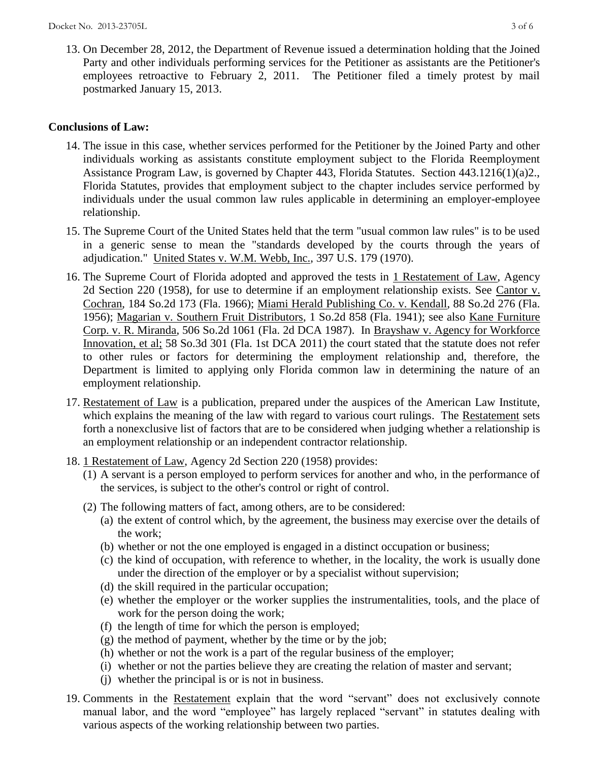13. On December 28, 2012, the Department of Revenue issued a determination holding that the Joined Party and other individuals performing services for the Petitioner as assistants are the Petitioner's employees retroactive to February 2, 2011. The Petitioner filed a timely protest by mail postmarked January 15, 2013.

**Conclusions of Law:**

14. The issue in this case, whether services performed for the Petitioner by the Joined Party and other individuals working as assistants constitute employment subject to the Florida Reemployment Assistance Program Law, is governed by Chapter 443, Florida Statutes. Section 443.1216(1)(a)2., Florida Statutes, provides that employment subject to the chapter includes service performed by individuals under the usual common law rules applicable in determining an employer-employee relationship.

15. The Supreme Court of the United States held that the term "usual common law rules" is to be used in a generic sense to mean the "standards developed by the courts through the years of adjudication." United States v. W.M. Webb, Inc., 397 U.S. 179 (1970).

16. The Supreme Court of Florida adopted and approved the tests in 1 Restatement of Law, Agency 2d Section 220 (1958), for use to determine if an employment relationship exists. See Cantor v. Cochran, 184 So.2d 173 (Fla. 1966); Miami Herald Publishing Co. v. Kendall, 88 So.2d 276 (Fla. 1956); Magarian v. Southern Fruit Distributors, 1 So.2d 858 (Fla. 1941); see also Kane Furniture Corp. v. R. Miranda, 506 So.2d 1061 (Fla. 2d DCA 1987). In Brayshaw v. Agency for Workforce Innovation, et al; 58 So.3d 301 (Fla. 1st DCA 2011) the court stated that the statute does not refer to other rules or factors for determining the employment relationship and, therefore, the Department is limited to applying only Florida common law in determining the nature of an employment relationship.

17. Restatement of Law is a publication, prepared under the auspices of the American Law Institute, which explains the meaning of the law with regard to various court rulings. The Restatement sets forth a nonexclusive list of factors that are to be considered when judging whether a relationship is an employment relationship or an independent contractor relationship.

18. 1 Restatement of Law, Agency 2d Section 220 (1958) provides:
    (1) A servant is a person employed to perform services for another and who, in the performance of the services, is subject to the other's control or right of control.
    (2) The following matters of fact, among others, are to be considered:
        (a) the extent of control which, by the agreement, the business may exercise over the details of the work;
        (b) whether or not the one employed is engaged in a distinct occupation or business;
        (c) the kind of occupation, with reference to whether, in the locality, the work is usually done under the direction of the employer or by a specialist without supervision;
        (d) the skill required in the particular occupation;
        (e) whether the employer or the worker supplies the instrumentalities, tools, and the place of work for the person doing the work;
        (f) the length of time for which the person is employed;
        (g) the method of payment, whether by the time or by the job;
        (h) whether or not the work is a part of the regular business of the employer;
        (i) whether or not the parties believe they are creating the relation of master and servant;
        (j) whether the principal is or is not in business.

19. Comments in the Restatement explain that the word "servant" does not exclusively connote manual labor, and the word "employee" has largely replaced "servant" in statutes dealing with various aspects of the working relationship between two parties.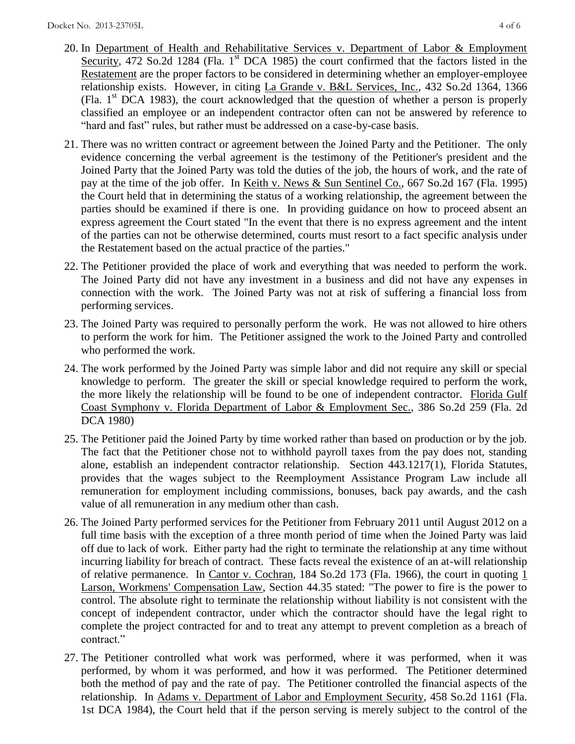20. In Department of Health and Rehabilitative Services v. Department of Labor & Employment Security, 472 So.2d 1284 (Fla. 1st DCA 1985) the court confirmed that the factors listed in the Restatement are the proper factors to be considered in determining whether an employer-employee relationship exists. However, in citing La Grande v. B&L Services, Inc., 432 So.2d 1364, 1366 (Fla. 1st DCA 1983), the court acknowledged that the question of whether a person is properly classified an employee or an independent contractor often can not be answered by reference to "hard and fast" rules, but rather must be addressed on a case-by-case basis.

21. There was no written contract or agreement between the Joined Party and the Petitioner. The only evidence concerning the verbal agreement is the testimony of the Petitioner's president and the Joined Party that the Joined Party was told the duties of the job, the hours of work, and the rate of pay at the time of the job offer. In Keith v. News & Sun Sentinel Co., 667 So.2d 167 (Fla. 1995) the Court held that in determining the status of a working relationship, the agreement between the parties should be examined if there is one. In providing guidance on how to proceed absent an express agreement the Court stated "In the event that there is no express agreement and the intent of the parties can not be otherwise determined, courts must resort to a fact specific analysis under the Restatement based on the actual practice of the parties."

22. The Petitioner provided the place of work and everything that was needed to perform the work. The Joined Party did not have any investment in a business and did not have any expenses in connection with the work. The Joined Party was not at risk of suffering a financial loss from performing services.

23. The Joined Party was required to personally perform the work. He was not allowed to hire others to perform the work for him. The Petitioner assigned the work to the Joined Party and controlled who performed the work.

24. The work performed by the Joined Party was simple labor and did not require any skill or special knowledge to perform. The greater the skill or special knowledge required to perform the work, the more likely the relationship will be found to be one of independent contractor. Florida Gulf Coast Symphony v. Florida Department of Labor & Employment Sec., 386 So.2d 259 (Fla. 2d DCA 1980)

25. The Petitioner paid the Joined Party by time worked rather than based on production or by the job. The fact that the Petitioner chose not to withhold payroll taxes from the pay does not, standing alone, establish an independent contractor relationship. Section 443.1217(1), Florida Statutes, provides that the wages subject to the Reemployment Assistance Program Law include all remuneration for employment including commissions, bonuses, back pay awards, and the cash value of all remuneration in any medium other than cash.

26. The Joined Party performed services for the Petitioner from February 2011 until August 2012 on a full time basis with the exception of a three month period of time when the Joined Party was laid off due to lack of work. Either party had the right to terminate the relationship at any time without incurring liability for breach of contract. These facts reveal the existence of an at-will relationship of relative permanence. In Cantor v. Cochran, 184 So.2d 173 (Fla. 1966), the court in quoting 1 Larson, Workmens' Compensation Law, Section 44.35 stated: "The power to fire is the power to control. The absolute right to terminate the relationship without liability is not consistent with the concept of independent contractor, under which the contractor should have the legal right to complete the project contracted for and to treat any attempt to prevent completion as a breach of contract."

27. The Petitioner controlled what work was performed, where it was performed, when it was performed, by whom it was performed, and how it was performed. The Petitioner determined both the method of pay and the rate of pay. The Petitioner controlled the financial aspects of the relationship. In Adams v. Department of Labor and Employment Security, 458 So.2d 1161 (Fla. 1st DCA 1984), the Court held that if the person serving is merely subject to the control of the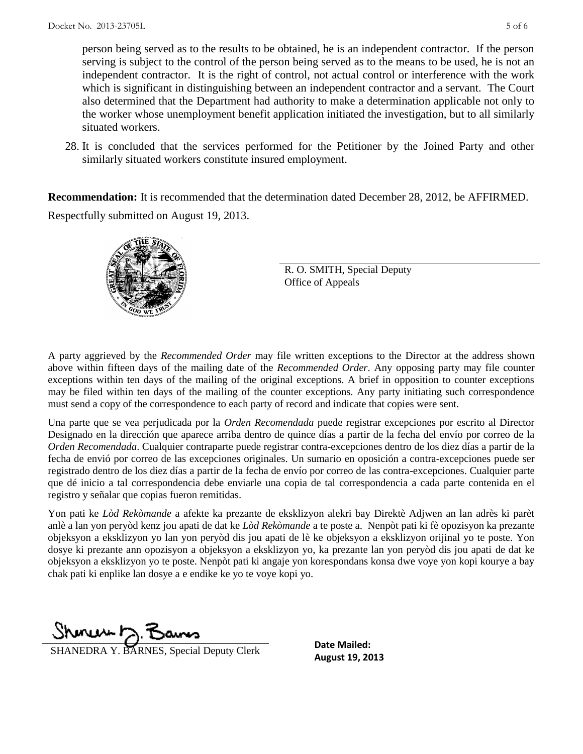person being served as to the results to be obtained, he is an independent contractor. If the person serving is subject to the control of the person being served as to the means to be used, he is not an independent contractor. It is the right of control, not actual control or interference with the work which is significant in distinguishing between an independent contractor and a servant. The Court also determined that the Department had authority to make a determination applicable not only to the worker whose unemployment benefit application initiated the investigation, but to all similarly situated workers.

28. It is concluded that the services performed for the Petitioner by the Joined Party and other similarly situated workers constitute insured employment.

**Recommendation:** It is recommended that the determination dated December 28, 2012, be AFFIRMED.

Respectfully submitted on August 19, 2013.

R. O. SMITH, Special Deputy
Office of Appeals

A party aggrieved by the *Recommended Order* may file written exceptions to the Director at the address shown above within fifteen days of the mailing date of the *Recommended Order*. Any opposing party may file counter exceptions within ten days of the mailing of the original exceptions. A brief in opposition to counter exceptions may be filed within ten days of the mailing of the counter exceptions. Any party initiating such correspondence must send a copy of the correspondence to each party of record and indicate that copies were sent.

Una parte que se vea perjudicada por la *Orden Recomendada* puede registrar excepciones por escrito al Director Designado en la dirección que aparece arriba dentro de quince días a partir de la fecha del envío por correo de la *Orden Recomendada*. Cualquier contraparte puede registrar contra-excepciones dentro de los diez días a partir de la fecha de envió por correo de las excepciones originales. Un sumario en oposición a contra-excepciones puede ser registrado dentro de los diez días a partir de la fecha de envío por correo de las contra-excepciones. Cualquier parte que dé inicio a tal correspondencia debe enviarle una copia de tal correspondencia a cada parte contenida en el registro y señalar que copias fueron remitidas.

Yon pati ke *Lòd Rekòmande* a afekte ka prezante de eksklizyon alekri bay Direktè Adjwen an lan adrès ki parèt anlè a lan yon peryòd kenz jou apati de dat ke *Lòd Rekòmande* a te poste a. Nenpòt pati ki fè opozisyon ka prezante objeksyon a eksklizyon yo lan yon peryòd dis jou apati de lè ke objeksyon a eksklizyon orijinal yo te poste. Yon dosye ki prezante ann opozisyon a objeksyon a eksklizyon yo, ka prezante lan yon peryòd dis jou apati de dat ke objeksyon a eksklizyon yo te poste. Nenpòt pati ki angaje yon korespondans konsa dwe voye yon kopi kourye a bay chak pati ki enplike lan dosye a e endike ke yo te voye kopi yo.

SHANEDRA Y. BARNES, Special Deputy Clerk

**Date Mailed:**
**August 19, 2013**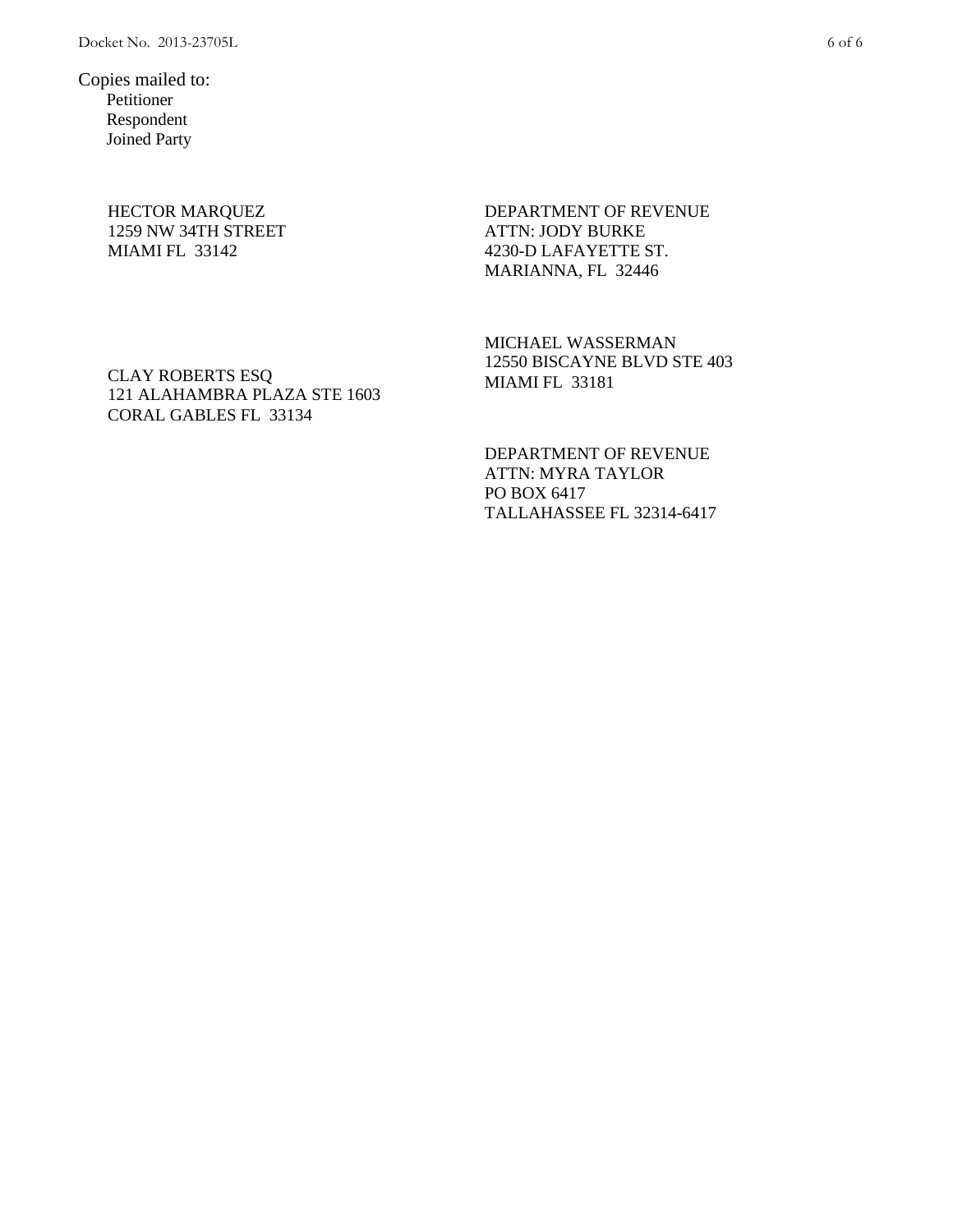Copies mailed to:

Petitioner
Respondent
Joined Party

HECTOR MARQUEZ
1259 NW 34TH STREET
MIAMI FL 33142

CLAY ROBERTS ESQ
121 ALAHAMBRA PLAZA STE 1603
CORAL GABLES FL 33134

DEPARTMENT OF REVENUE
ATTN: JODY BURKE
4230-D LAFAYETTE ST.
MARIANNA, FL 32446

MICHAEL WASSERMAN
12550 BISCAYNE BLVD STE 403
MIAMI FL 33181

DEPARTMENT OF REVENUE
ATTN: MYRA TAYLOR
PO BOX 6417
TALLAHASSEE FL 32314-6417